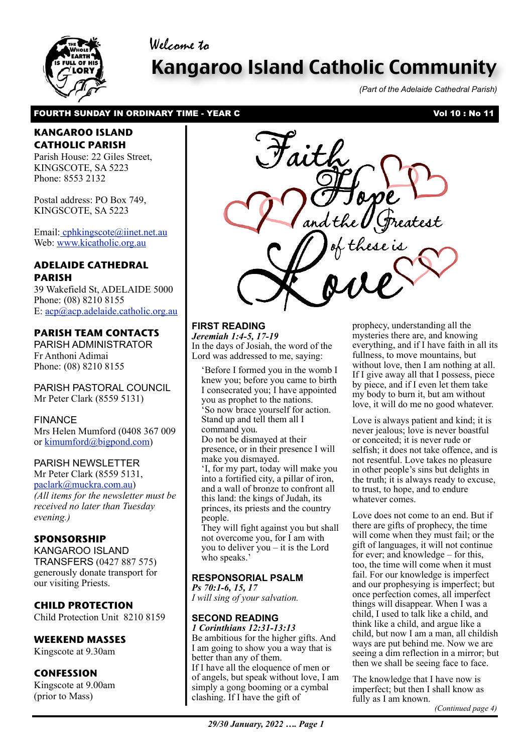Welcome to

# Kangaroo Island Catholic Community

*(Part of the Adelaide Cathedral Parish)*

**FOURTH SUNDAY IN ORDINARY TIME - YEAR C** **Vol 10 : No 11**

## KANGAROO ISLAND CATHOLIC PARISH

Parish House: 22 Giles Street, KINGSCOTE, SA 5223
Phone: 8553 2132

Postal address: PO Box 749, KINGSCOTE, SA 5223

Email: cphkingscote@iinet.net.au
Web: www.kicatholic.org.au

## ADELAIDE CATHEDRAL PARISH

39 Wakefield St, ADELAIDE 5000
Phone: (08) 8210 8155
E: acp@acp.adelaide.catholic.org.au

## PARISH TEAM CONTACTS

PARISH ADMINISTRATOR
Fr Anthoni Adimai
Phone: (08) 8210 8155

PARISH PASTORAL COUNCIL
Mr Peter Clark (8559 5131)

FINANCE
Mrs Helen Mumford (0408 367 009 or kimumford@bigpond.com)

PARISH NEWSLETTER
Mr Peter Clark (8559 5131, paclark@muckra.com.au)
*(All items for the newsletter must be received no later than Tuesday evening.)*

## SPONSORSHIP

KANGAROO ISLAND TRANSFERS (0427 887 575) generously donate transport for our visiting Priests.

## CHILD PROTECTION

Child Protection Unit 8210 8159

## WEEKEND MASSES

Kingscote at 9.30am

## CONFESSION

Kingscote at 9.00am
(prior to Mass)

Faith Hope and the Greatest of these is Love

## FIRST READING

***Jeremiah 1:4-5, 17-19***

In the days of Josiah, the word of the Lord was addressed to me, saying:

> 'Before I formed you in the womb I knew you; before you came to birth I consecrated you; I have appointed you as prophet to the nations.
> 'So now brace yourself for action. Stand up and tell them all I command you.
> Do not be dismayed at their presence, or in their presence I will make you dismayed.
> 'I, for my part, today will make you into a fortified city, a pillar of iron, and a wall of bronze to confront all this land: the kings of Judah, its princes, its priests and the country people.
> They will fight against you but shall not overcome you, for I am with you to deliver you – it is the Lord who speaks.'

## RESPONSORIAL PSALM

***Ps 70:1-6, 15, 17***

*I will sing of your salvation.*

## SECOND READING

***1 Corinthians 12:31-13:13***

Be ambitious for the higher gifts. And I am going to show you a way that is better than any of them.

If I have all the eloquence of men or of angels, but speak without love, I am simply a gong booming or a cymbal clashing. If I have the gift of prophecy, understanding all the mysteries there are, and knowing everything, and if I have faith in all its fullness, to move mountains, but without love, then I am nothing at all. If I give away all that I possess, piece by piece, and if I even let them take my body to burn it, but am without love, it will do me no good whatever.

Love is always patient and kind; it is never jealous; love is never boastful or conceited; it is never rude or selfish; it does not take offence, and is not resentful. Love takes no pleasure in other people's sins but delights in the truth; it is always ready to excuse, to trust, to hope, and to endure whatever comes.

Love does not come to an end. But if there are gifts of prophecy, the time will come when they must fail; or the gift of languages, it will not continue for ever; and knowledge – for this, too, the time will come when it must fail. For our knowledge is imperfect and our prophesying is imperfect; but once perfection comes, all imperfect things will disappear. When I was a child, I used to talk like a child, and think like a child, and argue like a child, but now I am a man, all childish ways are put behind me. Now we are seeing a dim reflection in a mirror; but then we shall be seeing face to face.

The knowledge that I have now is imperfect; but then I shall know as fully as I am known.

*(Continued page 4)*

*29/30 January, 2022 …. Page 1*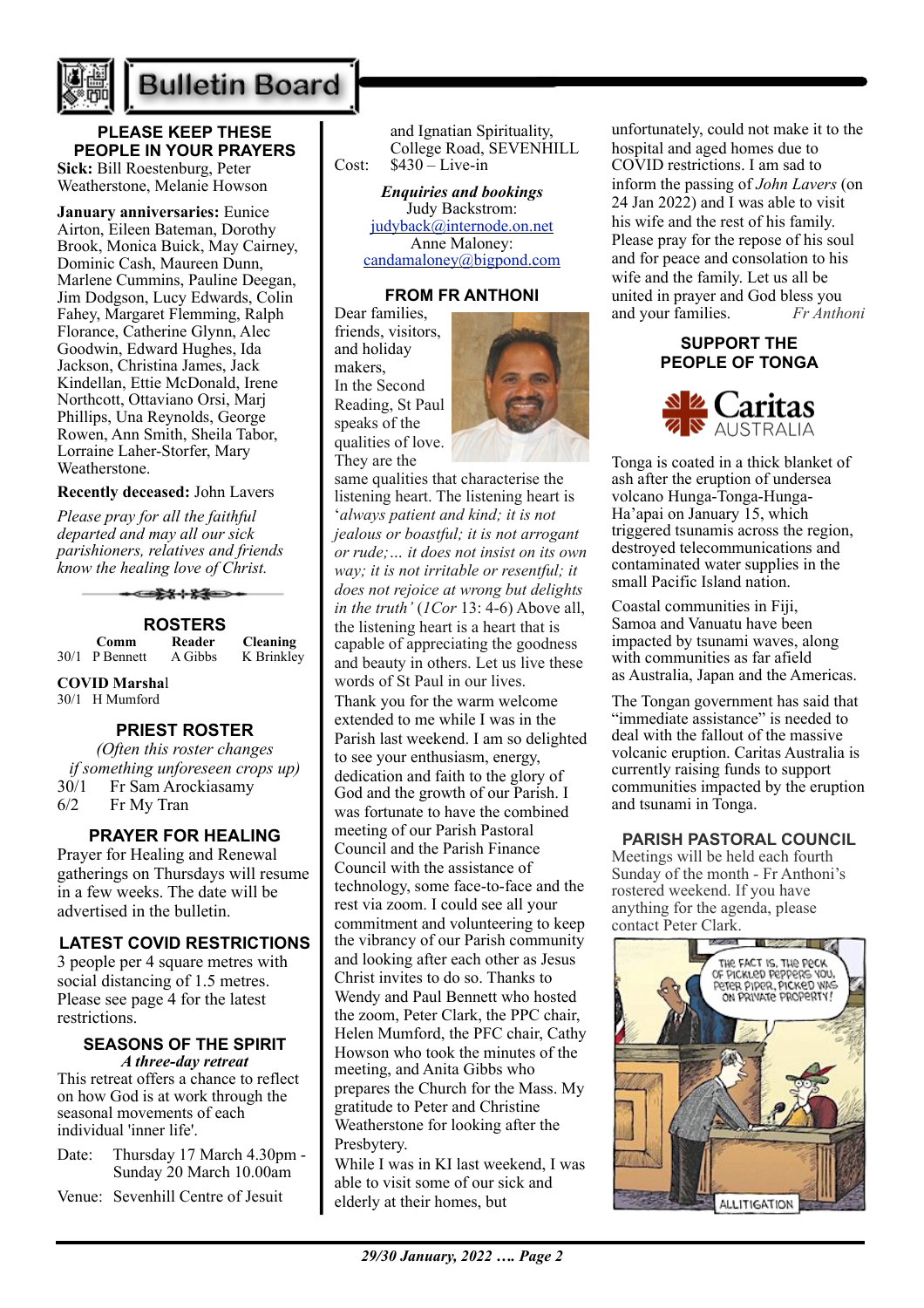# Bulletin Board

### PLEASE KEEP THESE PEOPLE IN YOUR PRAYERS

**Sick:** Bill Roestenburg, Peter Weatherstone, Melanie Howson

**January anniversaries:** Eunice Airton, Eileen Bateman, Dorothy Brook, Monica Buick, May Cairney, Dominic Cash, Maureen Dunn, Marlene Cummins, Pauline Deegan, Jim Dodgson, Lucy Edwards, Colin Fahey, Margaret Flemming, Ralph Florance, Catherine Glynn, Alec Goodwin, Edward Hughes, Ida Jackson, Christina James, Jack Kindellan, Ettie McDonald, Irene Northcott, Ottaviano Orsi, Marj Phillips, Una Reynolds, George Rowen, Ann Smith, Sheila Tabor, Lorraine Laher-Storfer, Mary Weatherstone.

**Recently deceased:** John Lavers

*Please pray for all the faithful departed and may all our sick parishioners, relatives and friends know the healing love of Christ.*

### ROSTERS

| | Comm | Reader | Cleaning |
|---|---|---|---|
| 30/1 | P Bennett | A Gibbs | K Brinkley |

**COVID Marshal**
30/1 H Mumford

### PRIEST ROSTER

*(Often this roster changes if something unforeseen crops up)*

30/1 Fr Sam Arockiasamy
6/2 Fr My Tran

### PRAYER FOR HEALING

Prayer for Healing and Renewal gatherings on Thursdays will resume in a few weeks. The date will be advertised in the bulletin.

### LATEST COVID RESTRICTIONS

3 people per 4 square metres with social distancing of 1.5 metres. Please see page 4 for the latest restrictions.

### SEASONS OF THE SPIRIT

***A three-day retreat***

This retreat offers a chance to reflect on how God is at work through the seasonal movements of each individual 'inner life'.

Date: Thursday 17 March 4.30pm - Sunday 20 March 10.00am

Venue: Sevenhill Centre of Jesuit and Ignatian Spirituality, College Road, SEVENHILL

Cost: $430 – Live-in

***Enquiries and bookings***
Judy Backstrom: judyback@internode.on.net
Anne Maloney: candamaloney@bigpond.com

### FROM FR ANTHONI

Dear families, friends, visitors, and holiday makers,

In the Second Reading, St Paul speaks of the qualities of love. They are the same qualities that characterise the listening heart. The listening heart is '*always patient and kind; it is not jealous or boastful; it is not arrogant or rude;… it does not insist on its own way; it is not irritable or resentful; it does not rejoice at wrong but delights in the truth'* (*1Cor* 13: 4-6) Above all, the listening heart is a heart that is capable of appreciating the goodness and beauty in others. Let us live these words of St Paul in our lives.

Thank you for the warm welcome extended to me while I was in the Parish last weekend. I am so delighted to see your enthusiasm, energy, dedication and faith to the glory of God and the growth of our Parish. I was fortunate to have the combined meeting of our Parish Pastoral Council and the Parish Finance Council with the assistance of technology, some face-to-face and the rest via zoom. I could see all your commitment and volunteering to keep the vibrancy of our Parish community and looking after each other as Jesus Christ invites to do so. Thanks to Wendy and Paul Bennett who hosted the zoom, Peter Clark, the PPC chair, Helen Mumford, the PFC chair, Cathy Howson who took the minutes of the meeting, and Anita Gibbs who prepares the Church for the Mass. My gratitude to Peter and Christine Weatherstone for looking after the Presbytery.

While I was in KI last weekend, I was able to visit some of our sick and elderly at their homes, but unfortunately, could not make it to the hospital and aged homes due to COVID restrictions. I am sad to inform the passing of *John Lavers* (on 24 Jan 2022) and I was able to visit his wife and the rest of his family. Please pray for the repose of his soul and for peace and consolation to his wife and the family. Let us all be united in prayer and God bless you and your families. *Fr Anthoni*

### SUPPORT THE PEOPLE OF TONGA

Caritas AUSTRALIA

Tonga is coated in a thick blanket of ash after the eruption of undersea volcano Hunga-Tonga-Hunga-Ha'apai on January 15, which triggered tsunamis across the region, destroyed telecommunications and contaminated water supplies in the small Pacific Island nation.

Coastal communities in Fiji, Samoa and Vanuatu have been impacted by tsunami waves, along with communities as far afield as Australia, Japan and the Americas.

The Tongan government has said that "immediate assistance" is needed to deal with the fallout of the massive volcanic eruption. Caritas Australia is currently raising funds to support communities impacted by the eruption and tsunami in Tonga.

### PARISH PASTORAL COUNCIL

Meetings will be held each fourth Sunday of the month - Fr Anthoni's rostered weekend. If you have anything for the agenda, please contact Peter Clark.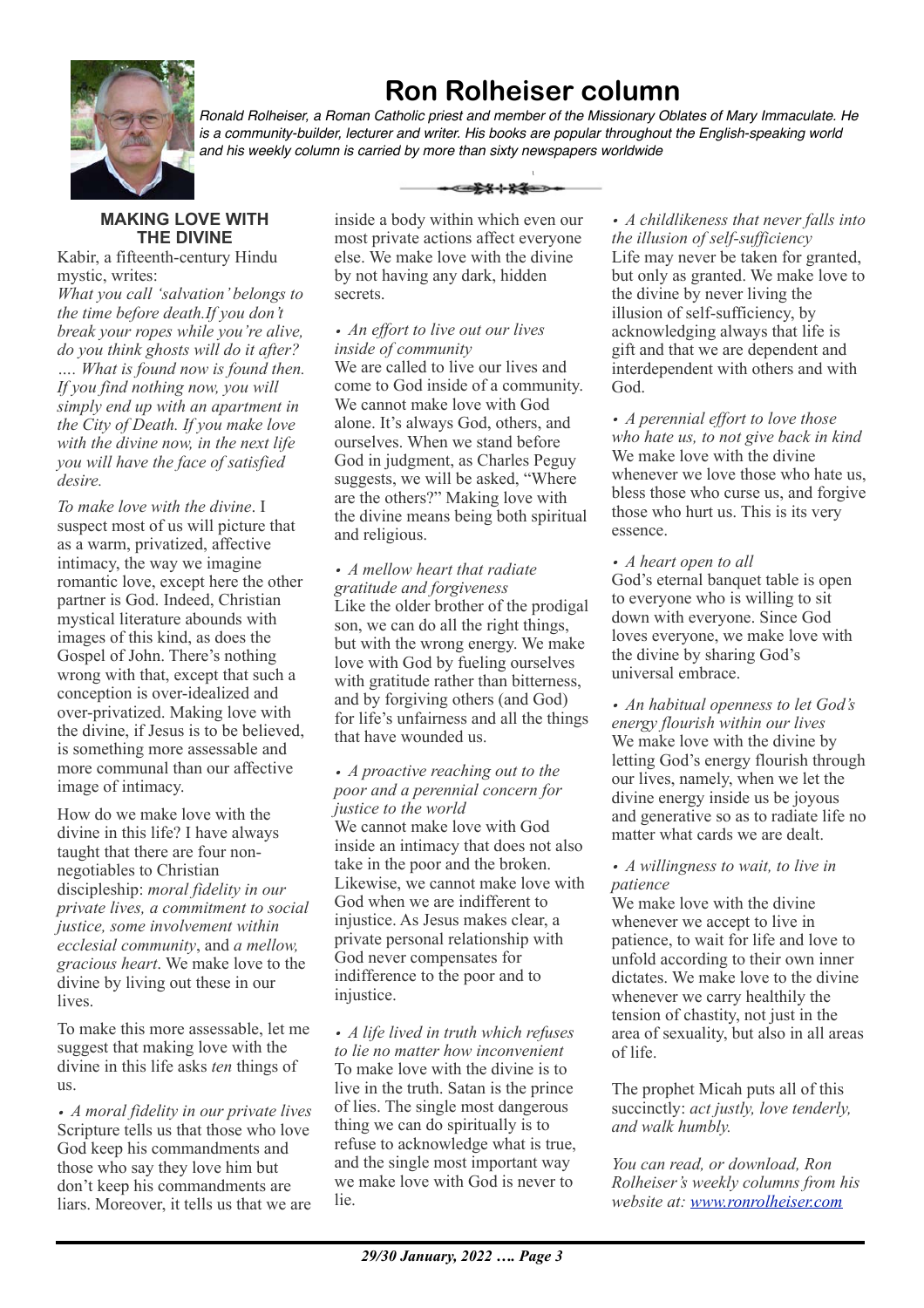# Ron Rolheiser column

*Ronald Rolheiser, a Roman Catholic priest and member of the Missionary Oblates of Mary Immaculate. He is a community-builder, lecturer and writer. His books are popular throughout the English-speaking world and his weekly column is carried by more than sixty newspapers worldwide*

## MAKING LOVE WITH THE DIVINE

Kabir, a fifteenth-century Hindu mystic, writes:

*What you call 'salvation' belongs to the time before death.If you don't break your ropes while you're alive, do you think ghosts will do it after? …. What is found now is found then. If you find nothing now, you will simply end up with an apartment in the City of Death. If you make love with the divine now, in the next life you will have the face of satisfied desire.*

*To make love with the divine*. I suspect most of us will picture that as a warm, privatized, affective intimacy, the way we imagine romantic love, except here the other partner is God. Indeed, Christian mystical literature abounds with images of this kind, as does the Gospel of John. There's nothing wrong with that, except that such a conception is over-idealized and over-privatized. Making love with the divine, if Jesus is to be believed, is something more assessable and more communal than our affective image of intimacy.

How do we make love with the divine in this life? I have always taught that there are four non-negotiables to Christian discipleship: *moral fidelity in our private lives, a commitment to social justice, some involvement within ecclesial community*, and *a mellow, gracious heart*. We make love to the divine by living out these in our lives.

To make this more assessable, let me suggest that making love with the divine in this life asks *ten* things of us.

- *A moral fidelity in our private lives*

Scripture tells us that those who love God keep his commandments and those who say they love him but don't keep his commandments are liars. Moreover, it tells us that we are inside a body within which even our most private actions affect everyone else. We make love with the divine by not having any dark, hidden secrets.

- *An effort to live out our lives inside of community*

We are called to live our lives and come to God inside of a community. We cannot make love with God alone. It's always God, others, and ourselves. When we stand before God in judgment, as Charles Peguy suggests, we will be asked, "Where are the others?" Making love with the divine means being both spiritual and religious.

- *A mellow heart that radiate gratitude and forgiveness*

Like the older brother of the prodigal son, we can do all the right things, but with the wrong energy. We make love with God by fueling ourselves with gratitude rather than bitterness, and by forgiving others (and God) for life's unfairness and all the things that have wounded us.

- *A proactive reaching out to the poor and a perennial concern for justice to the world*

We cannot make love with God inside an intimacy that does not also take in the poor and the broken. Likewise, we cannot make love with God when we are indifferent to injustice. As Jesus makes clear, a private personal relationship with God never compensates for indifference to the poor and to injustice.

- *A life lived in truth which refuses to lie no matter how inconvenient*

To make love with the divine is to live in the truth. Satan is the prince of lies. The single most dangerous thing we can do spiritually is to refuse to acknowledge what is true, and the single most important way we make love with God is never to lie.

- *A childlikeness that never falls into the illusion of self-sufficiency*

Life may never be taken for granted, but only as granted. We make love to the divine by never living the illusion of self-sufficiency, by acknowledging always that life is gift and that we are dependent and interdependent with others and with God.

- *A perennial effort to love those who hate us, to not give back in kind*

We make love with the divine whenever we love those who hate us, bless those who curse us, and forgive those who hurt us. This is its very essence.

- *A heart open to all*

God's eternal banquet table is open to everyone who is willing to sit down with everyone. Since God loves everyone, we make love with the divine by sharing God's universal embrace.

- *An habitual openness to let God's energy flourish within our lives*

We make love with the divine by letting God's energy flourish through our lives, namely, when we let the divine energy inside us be joyous and generative so as to radiate life no matter what cards we are dealt.

- *A willingness to wait, to live in patience*

We make love with the divine whenever we accept to live in patience, to wait for life and love to unfold according to their own inner dictates. We make love to the divine whenever we carry healthily the tension of chastity, not just in the area of sexuality, but also in all areas of life.

The prophet Micah puts all of this succinctly: *act justly, love tenderly, and walk humbly.*

*You can read, or download, Ron Rolheiser's weekly columns from his website at: [www.ronrolheiser.com](http://www.ronrolheiser.com)*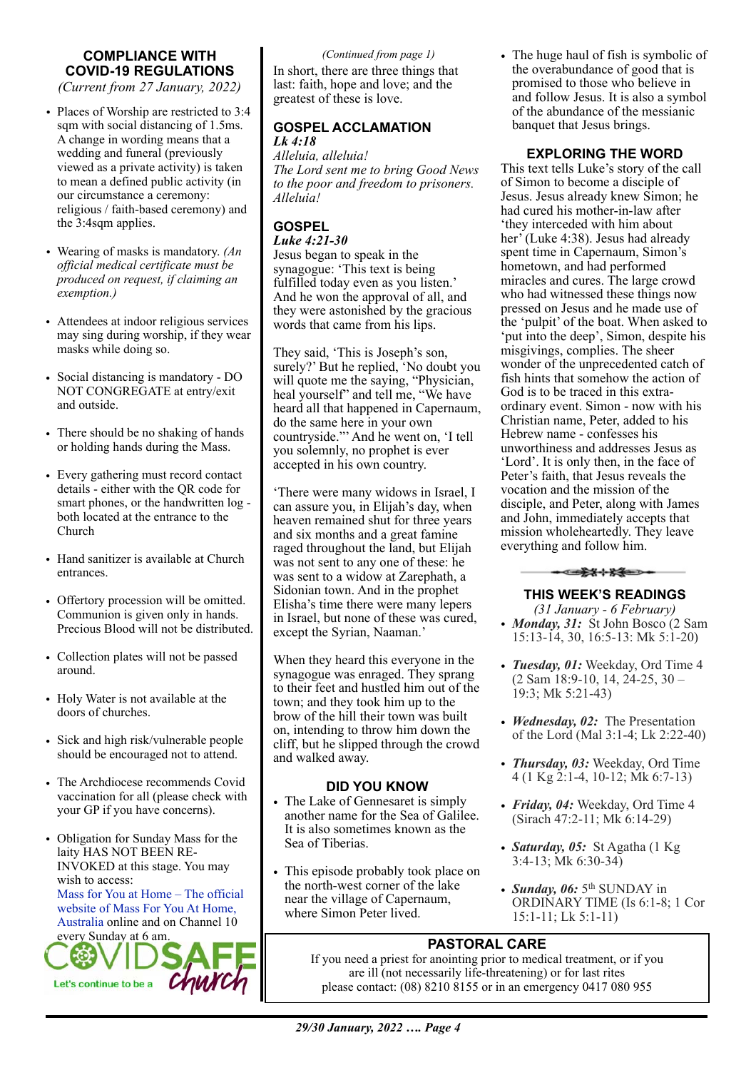## COMPLIANCE WITH COVID-19 REGULATIONS

*(Current from 27 January, 2022)*

- Places of Worship are restricted to 3:4 sqm with social distancing of 1.5ms. A change in wording means that a wedding and funeral (previously viewed as a private activity) is taken to mean a defined public activity (in our circumstance a ceremony: religious / faith-based ceremony) and the 3:4sqm applies.
- Wearing of masks is mandatory. *(An official medical certificate must be produced on request, if claiming an exemption.)*
- Attendees at indoor religious services may sing during worship, if they wear masks while doing so.
- Social distancing is mandatory - DO NOT CONGREGATE at entry/exit and outside.
- There should be no shaking of hands or holding hands during the Mass.
- Every gathering must record contact details - either with the QR code for smart phones, or the handwritten log - both located at the entrance to the Church
- Hand sanitizer is available at Church entrances.
- Offertory procession will be omitted. Communion is given only in hands. Precious Blood will not be distributed.
- Collection plates will not be passed around.
- Holy Water is not available at the doors of churches.
- Sick and high risk/vulnerable people should be encouraged not to attend.
- The Archdiocese recommends Covid vaccination for all (please check with your GP if you have concerns).
- Obligation for Sunday Mass for the laity HAS NOT BEEN RE-INVOKED at this stage. You may wish to access: Mass for You at Home – The official website of Mass For You At Home, Australia online and on Channel 10 every Sunday at 6 am.

COVIDSAFE church — Let's continue to be a

*(Continued from page 1)*

In short, there are three things that last: faith, hope and love; and the greatest of these is love.

## GOSPEL ACCLAMATION

***Lk 4:18***

*Alleluia, alleluia!*
*The Lord sent me to bring Good News to the poor and freedom to prisoners.*
*Alleluia!*

## GOSPEL

***Luke 4:21-30***

Jesus began to speak in the synagogue: 'This text is being fulfilled today even as you listen.' And he won the approval of all, and they were astonished by the gracious words that came from his lips.

They said, 'This is Joseph's son, surely?' But he replied, 'No doubt you will quote me the saying, "Physician, heal yourself" and tell me, "We have heard all that happened in Capernaum, do the same here in your own countryside."' And he went on, 'I tell you solemnly, no prophet is ever accepted in his own country.

'There were many widows in Israel, I can assure you, in Elijah's day, when heaven remained shut for three years and six months and a great famine raged throughout the land, but Elijah was not sent to any one of these: he was sent to a widow at Zarephath, a Sidonian town. And in the prophet Elisha's time there were many lepers in Israel, but none of these was cured, except the Syrian, Naaman.'

When they heard this everyone in the synagogue was enraged. They sprang to their feet and hustled him out of the town; and they took him up to the brow of the hill their town was built on, intending to throw him down the cliff, but he slipped through the crowd and walked away.

## DID YOU KNOW

- The Lake of Gennesaret is simply another name for the Sea of Galilee. It is also sometimes known as the Sea of Tiberias.
- This episode probably took place on the north-west corner of the lake near the village of Capernaum, where Simon Peter lived.
- The huge haul of fish is symbolic of the overabundance of good that is promised to those who believe in and follow Jesus. It is also a symbol of the abundance of the messianic banquet that Jesus brings.

## EXPLORING THE WORD

This text tells Luke's story of the call of Simon to become a disciple of Jesus. Jesus already knew Simon; he had cured his mother-in-law after 'they interceded with him about her' (Luke 4:38). Jesus had already spent time in Capernaum, Simon's hometown, and had performed miracles and cures. The large crowd who had witnessed these things now pressed on Jesus and he made use of the 'pulpit' of the boat. When asked to 'put into the deep', Simon, despite his misgivings, complies. The sheer wonder of the unprecedented catch of fish hints that somehow the action of God is to be traced in this extra-ordinary event. Simon - now with his Christian name, Peter, added to his Hebrew name - confesses his unworthiness and addresses Jesus as 'Lord'. It is only then, in the face of Peter's faith, that Jesus reveals the vocation and the mission of the disciple, and Peter, along with James and John, immediately accepts that mission wholeheartedly. They leave everything and follow him.

## THIS WEEK'S READINGS

*(31 January - 6 February)*

- ***Monday, 31:*** St John Bosco (2 Sam 15:13-14, 30, 16:5-13: Mk 5:1-20)
- ***Tuesday, 01:*** Weekday, Ord Time 4 (2 Sam 18:9-10, 14, 24-25, 30 – 19:3; Mk 5:21-43)
- ***Wednesday, 02:*** The Presentation of the Lord (Mal 3:1-4; Lk 2:22-40)
- ***Thursday, 03:*** Weekday, Ord Time 4 (1 Kg 2:1-4, 10-12; Mk 6:7-13)
- ***Friday, 04:*** Weekday, Ord Time 4 (Sirach 47:2-11; Mk 6:14-29)
- ***Saturday, 05:*** St Agatha (1 Kg 3:4-13; Mk 6:30-34)
- ***Sunday, 06:*** 5th SUNDAY in ORDINARY TIME (Is 6:1-8; 1 Cor 15:1-11; Lk 5:1-11)

## PASTORAL CARE

If you need a priest for anointing prior to medical treatment, or if you are ill (not necessarily life-threatening) or for last rites please contact: (08) 8210 8155 or in an emergency 0417 080 955